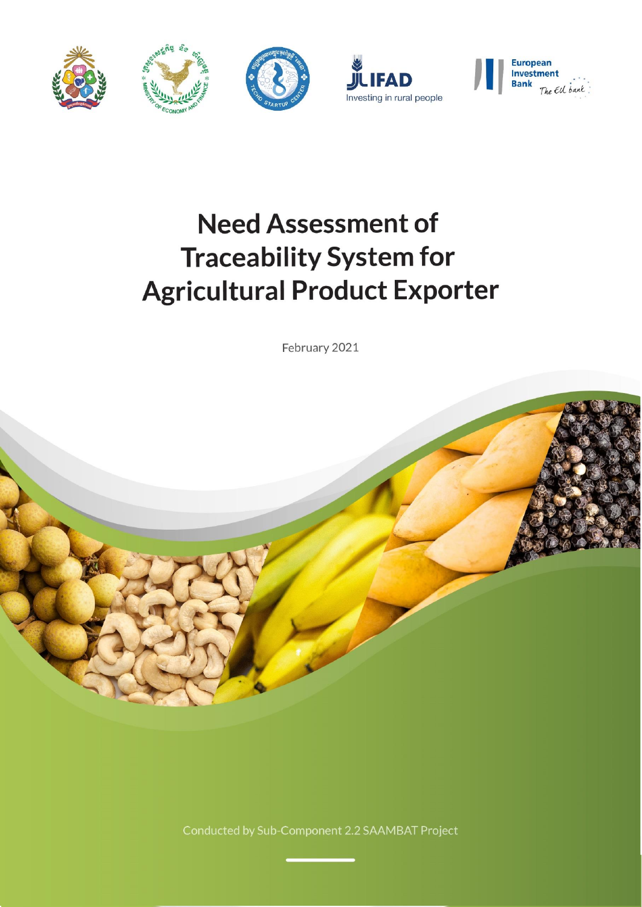# Need Assessment of Traceability System for Agricultural Product Exporter

February 2021

Conducted by Sub-Component 2.2 SAAMBAT Project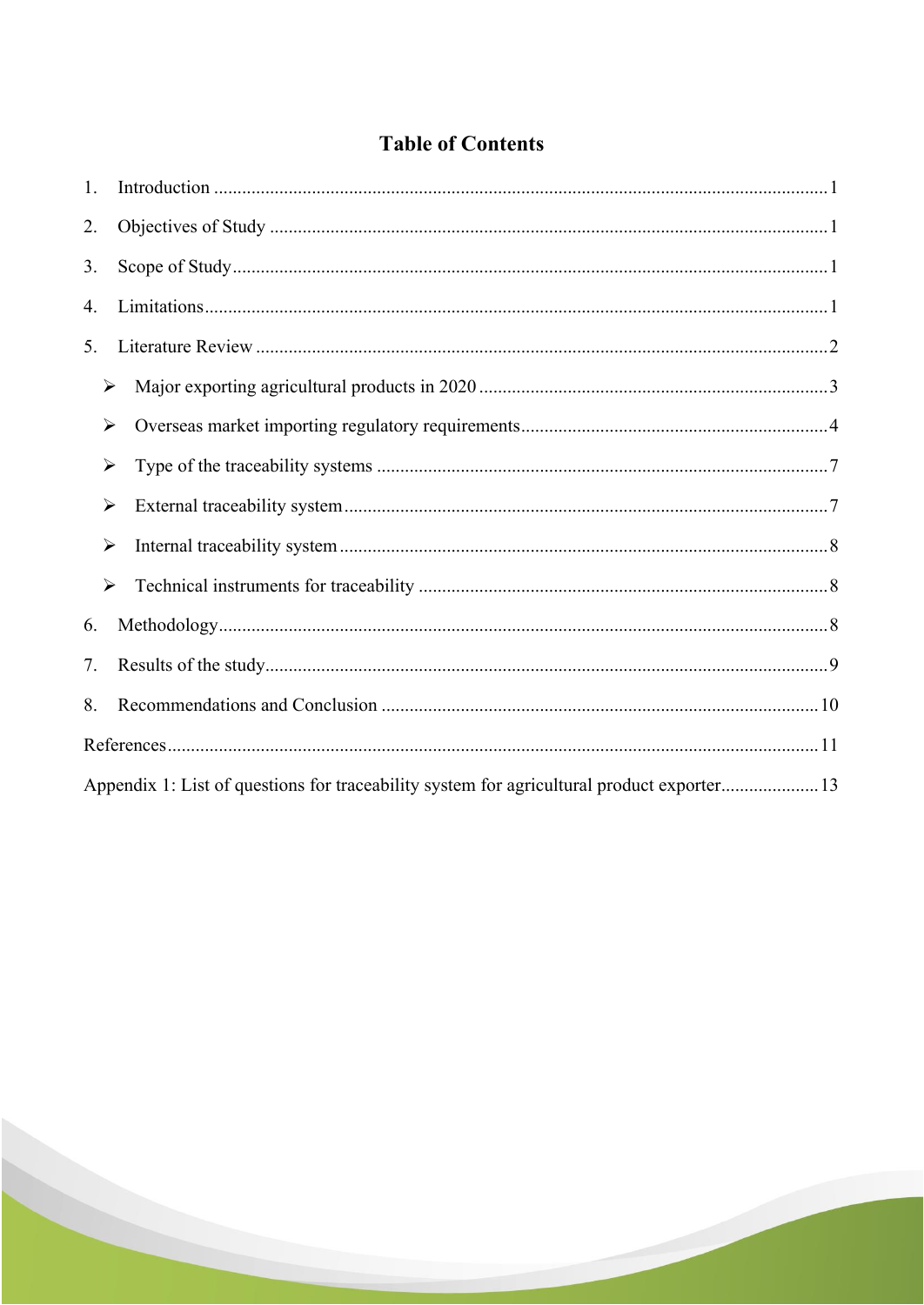# Table of Contents

1. Introduction ..................................................................................................................................1
2. Objectives of Study ......................................................................................................................1
3. Scope of Study..............................................................................................................................1
4. Limitations....................................................................................................................................1
5. Literature Review .........................................................................................................................2
   - ➢ Major exporting agricultural products in 2020 ..........................................................................3
   - ➢ Overseas market importing regulatory requirements.................................................................4
   - ➢ Type of the traceability systems ................................................................................................7
   - ➢ External traceability system.......................................................................................................7
   - ➢ Internal traceability system........................................................................................................8
   - ➢ Technical instruments for traceability .......................................................................................8
6. Methodology..................................................................................................................................8
7. Results of the study........................................................................................................................9
8. Recommendations and Conclusion .............................................................................................10

References..........................................................................................................................................11

Appendix 1: List of questions for traceability system for agricultural product exporter.....................13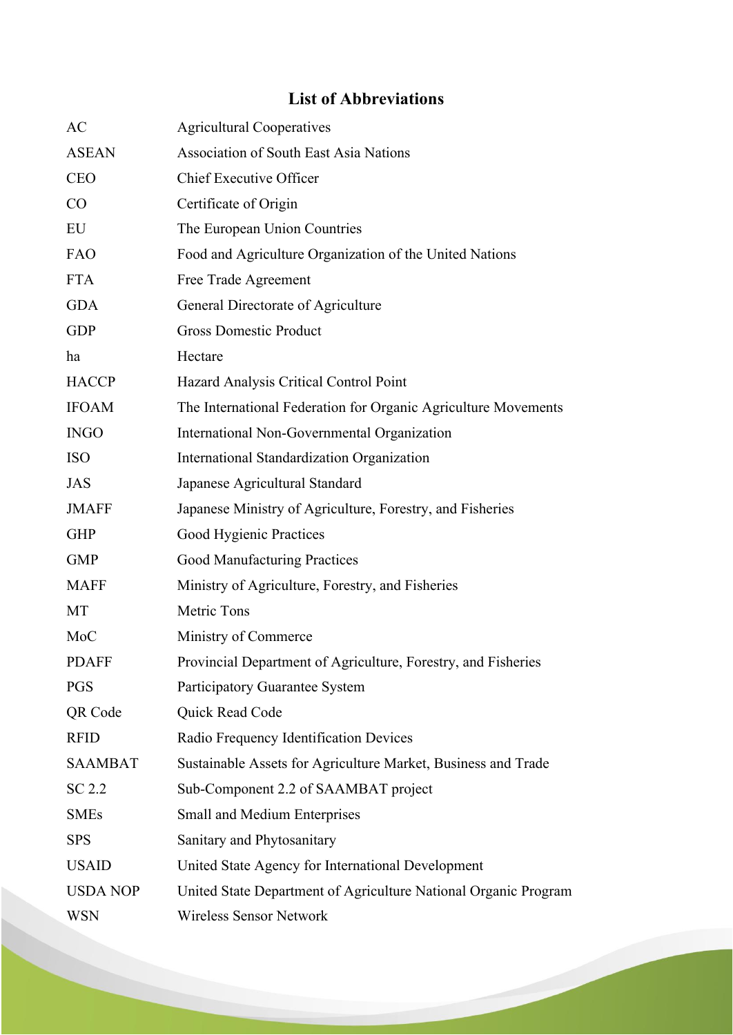# List of Abbreviations

| | |
|---|---|
| AC | Agricultural Cooperatives |
| ASEAN | Association of South East Asia Nations |
| CEO | Chief Executive Officer |
| CO | Certificate of Origin |
| EU | The European Union Countries |
| FAO | Food and Agriculture Organization of the United Nations |
| FTA | Free Trade Agreement |
| GDA | General Directorate of Agriculture |
| GDP | Gross Domestic Product |
| ha | Hectare |
| HACCP | Hazard Analysis Critical Control Point |
| IFOAM | The International Federation for Organic Agriculture Movements |
| INGO | International Non-Governmental Organization |
| ISO | International Standardization Organization |
| JAS | Japanese Agricultural Standard |
| JMAFF | Japanese Ministry of Agriculture, Forestry, and Fisheries |
| GHP | Good Hygienic Practices |
| GMP | Good Manufacturing Practices |
| MAFF | Ministry of Agriculture, Forestry, and Fisheries |
| MT | Metric Tons |
| MoC | Ministry of Commerce |
| PDAFF | Provincial Department of Agriculture, Forestry, and Fisheries |
| PGS | Participatory Guarantee System |
| QR Code | Quick Read Code |
| RFID | Radio Frequency Identification Devices |
| SAAMBAT | Sustainable Assets for Agriculture Market, Business and Trade |
| SC 2.2 | Sub-Component 2.2 of SAAMBAT project |
| SMEs | Small and Medium Enterprises |
| SPS | Sanitary and Phytosanitary |
| USAID | United State Agency for International Development |
| USDA NOP | United State Department of Agriculture National Organic Program |
| WSN | Wireless Sensor Network |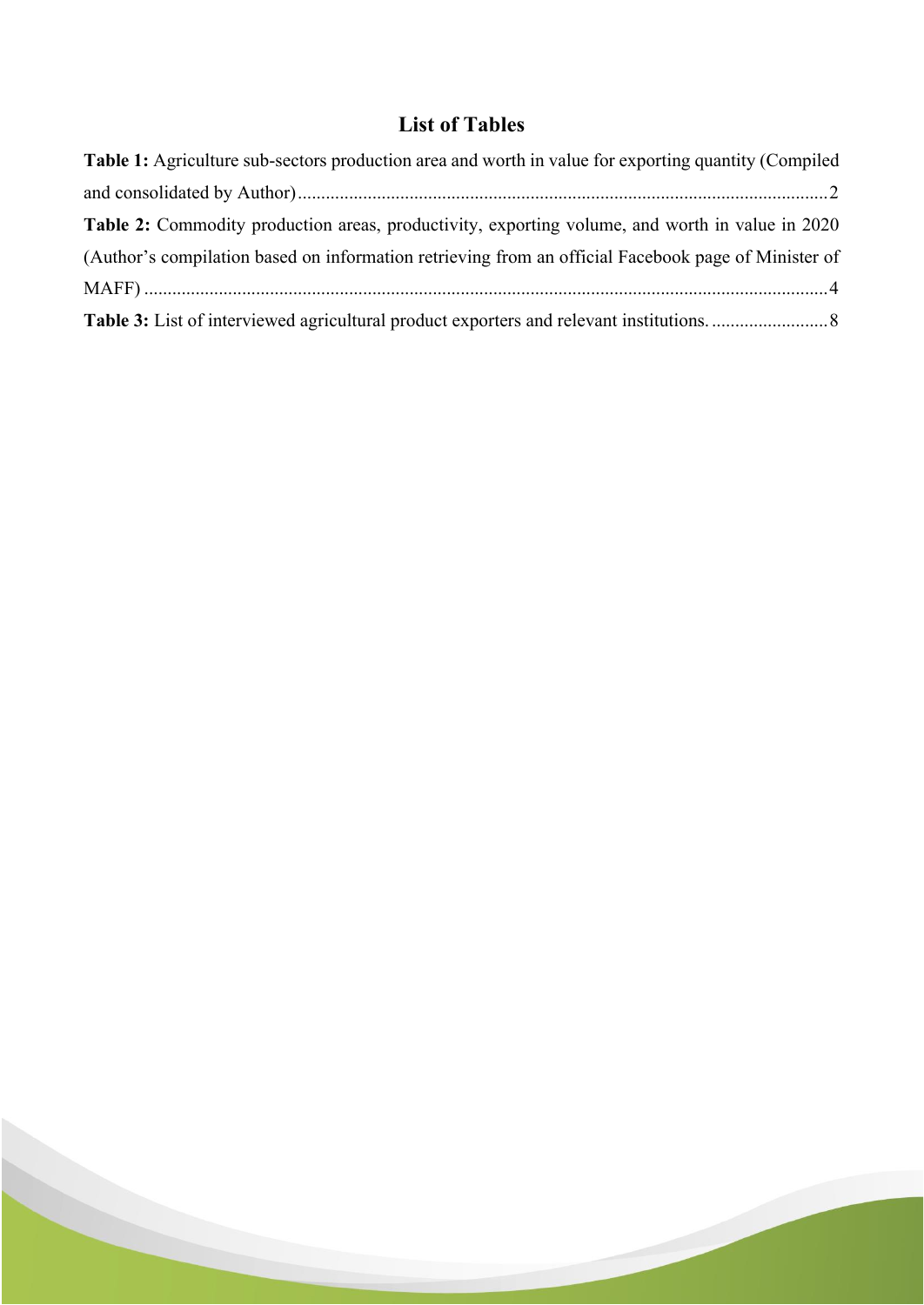## List of Tables

**Table 1:** Agriculture sub-sectors production area and worth in value for exporting quantity (Compiled and consolidated by Author)....................................................................................................2

**Table 2:** Commodity production areas, productivity, exporting volume, and worth in value in 2020 (Author's compilation based on information retrieving from an official Facebook page of Minister of MAFF) ....................................................................................................................................4

**Table 3:** List of interviewed agricultural product exporters and relevant institutions. .........................8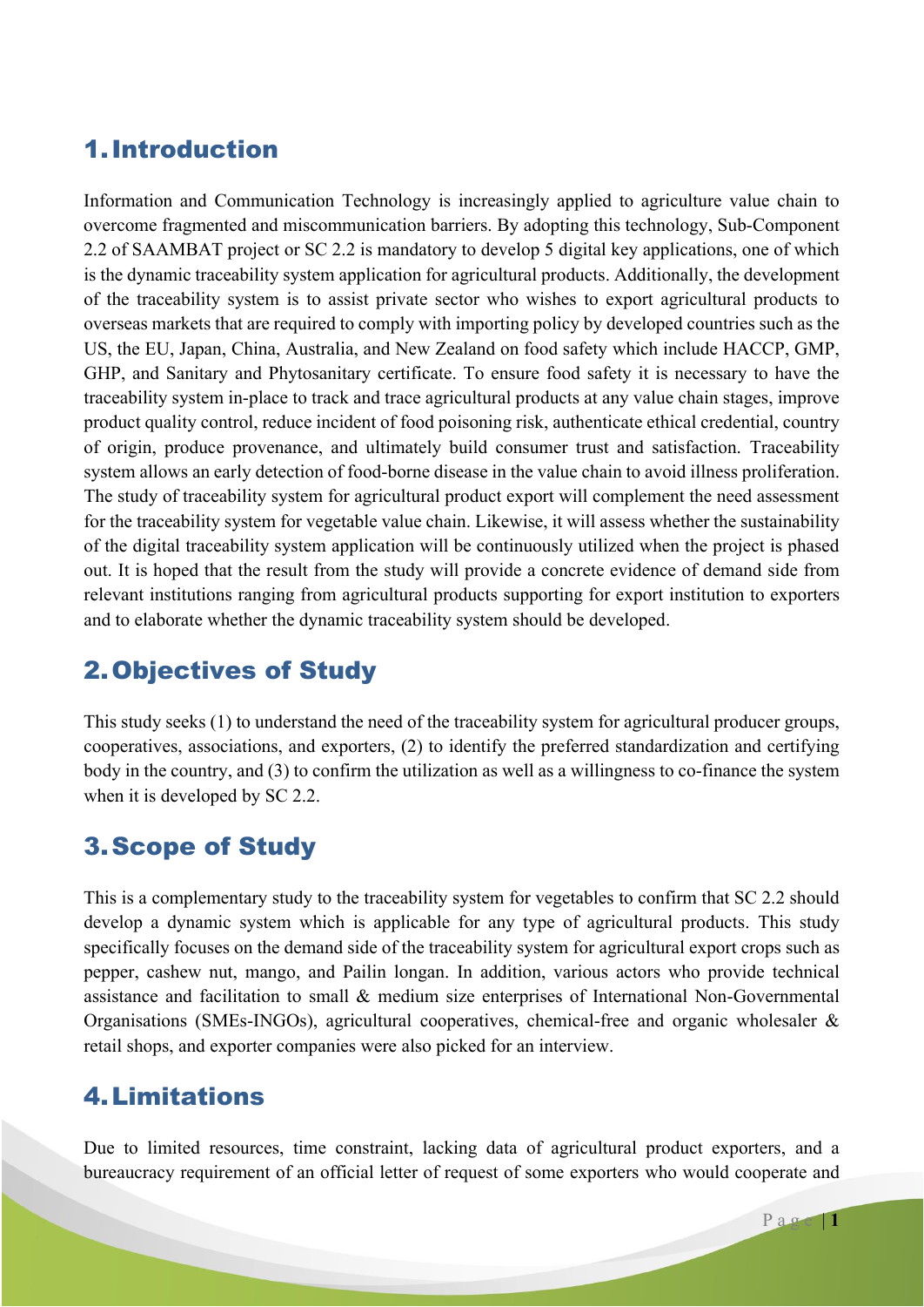# 1. Introduction

Information and Communication Technology is increasingly applied to agriculture value chain to overcome fragmented and miscommunication barriers. By adopting this technology, Sub-Component 2.2 of SAAMBAT project or SC 2.2 is mandatory to develop 5 digital key applications, one of which is the dynamic traceability system application for agricultural products. Additionally, the development of the traceability system is to assist private sector who wishes to export agricultural products to overseas markets that are required to comply with importing policy by developed countries such as the US, the EU, Japan, China, Australia, and New Zealand on food safety which include HACCP, GMP, GHP, and Sanitary and Phytosanitary certificate. To ensure food safety it is necessary to have the traceability system in-place to track and trace agricultural products at any value chain stages, improve product quality control, reduce incident of food poisoning risk, authenticate ethical credential, country of origin, produce provenance, and ultimately build consumer trust and satisfaction. Traceability system allows an early detection of food-borne disease in the value chain to avoid illness proliferation. The study of traceability system for agricultural product export will complement the need assessment for the traceability system for vegetable value chain. Likewise, it will assess whether the sustainability of the digital traceability system application will be continuously utilized when the project is phased out. It is hoped that the result from the study will provide a concrete evidence of demand side from relevant institutions ranging from agricultural products supporting for export institution to exporters and to elaborate whether the dynamic traceability system should be developed.

# 2. Objectives of Study

This study seeks (1) to understand the need of the traceability system for agricultural producer groups, cooperatives, associations, and exporters, (2) to identify the preferred standardization and certifying body in the country, and (3) to confirm the utilization as well as a willingness to co-finance the system when it is developed by SC 2.2.

# 3. Scope of Study

This is a complementary study to the traceability system for vegetables to confirm that SC 2.2 should develop a dynamic system which is applicable for any type of agricultural products. This study specifically focuses on the demand side of the traceability system for agricultural export crops such as pepper, cashew nut, mango, and Pailin longan. In addition, various actors who provide technical assistance and facilitation to small & medium size enterprises of International Non-Governmental Organisations (SMEs-INGOs), agricultural cooperatives, chemical-free and organic wholesaler & retail shops, and exporter companies were also picked for an interview.

# 4. Limitations

Due to limited resources, time constraint, lacking data of agricultural product exporters, and a bureaucracy requirement of an official letter of request of some exporters who would cooperate and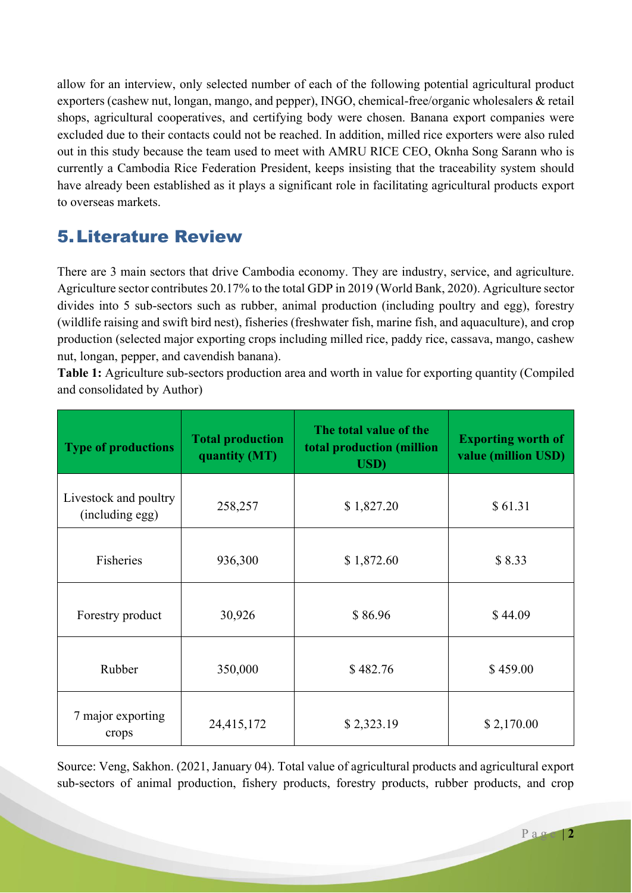allow for an interview, only selected number of each of the following potential agricultural product exporters (cashew nut, longan, mango, and pepper), INGO, chemical-free/organic wholesalers & retail shops, agricultural cooperatives, and certifying body were chosen. Banana export companies were excluded due to their contacts could not be reached. In addition, milled rice exporters were also ruled out in this study because the team used to meet with AMRU RICE CEO, Oknha Song Sarann who is currently a Cambodia Rice Federation President, keeps insisting that the traceability system should have already been established as it plays a significant role in facilitating agricultural products export to overseas markets.

## 5. Literature Review

There are 3 main sectors that drive Cambodia economy. They are industry, service, and agriculture. Agriculture sector contributes 20.17% to the total GDP in 2019 (World Bank, 2020). Agriculture sector divides into 5 sub-sectors such as rubber, animal production (including poultry and egg), forestry (wildlife raising and swift bird nest), fisheries (freshwater fish, marine fish, and aquaculture), and crop production (selected major exporting crops including milled rice, paddy rice, cassava, mango, cashew nut, longan, pepper, and cavendish banana).

**Table 1:** Agriculture sub-sectors production area and worth in value for exporting quantity (Compiled and consolidated by Author)

| Type of productions | Total production quantity (MT) | The total value of the total production (million USD) | Exporting worth of value (million USD) |
|---|---|---|---|
| Livestock and poultry (including egg) | 258,257 | $ 1,827.20 | $ 61.31 |
| Fisheries | 936,300 | $ 1,872.60 | $ 8.33 |
| Forestry product | 30,926 | $ 86.96 | $ 44.09 |
| Rubber | 350,000 | $ 482.76 | $ 459.00 |
| 7 major exporting crops | 24,415,172 | $ 2,323.19 | $ 2,170.00 |

Source: Veng, Sakhon. (2021, January 04). Total value of agricultural products and agricultural export sub-sectors of animal production, fishery products, forestry products, rubber products, and crop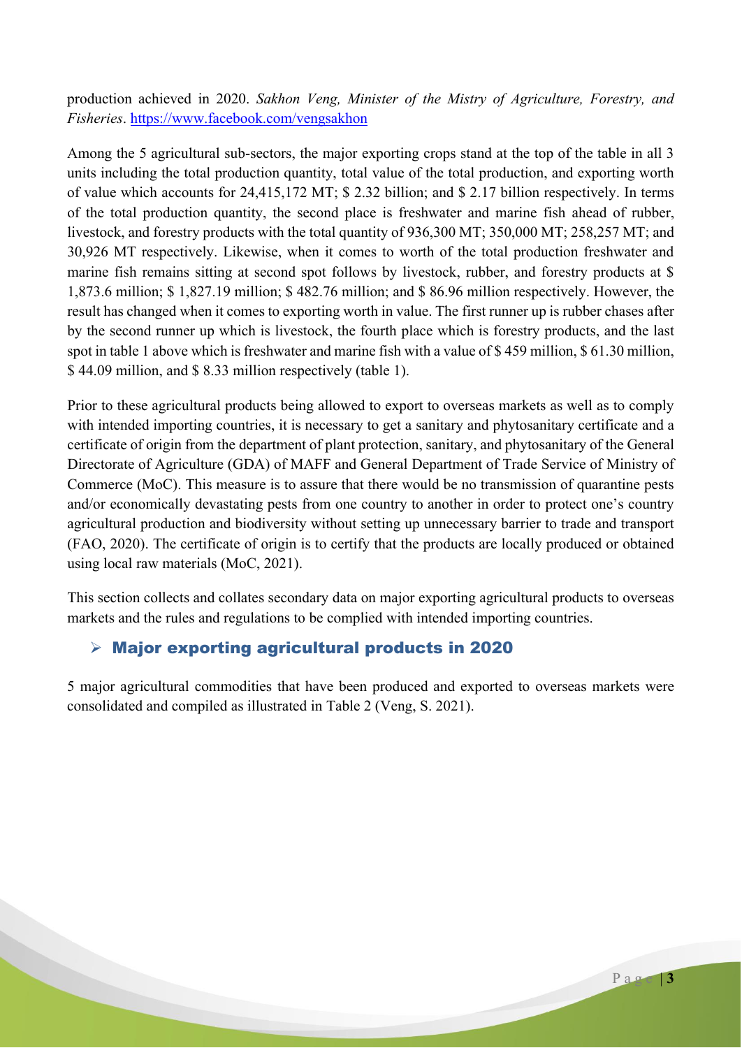production achieved in 2020. *Sakhon Veng, Minister of the Mistry of Agriculture, Forestry, and Fisheries*. https://www.facebook.com/vengsakhon

Among the 5 agricultural sub-sectors, the major exporting crops stand at the top of the table in all 3 units including the total production quantity, total value of the total production, and exporting worth of value which accounts for 24,415,172 MT; $ 2.32 billion; and $ 2.17 billion respectively. In terms of the total production quantity, the second place is freshwater and marine fish ahead of rubber, livestock, and forestry products with the total quantity of 936,300 MT; 350,000 MT; 258,257 MT; and 30,926 MT respectively. Likewise, when it comes to worth of the total production freshwater and marine fish remains sitting at second spot follows by livestock, rubber, and forestry products at $ 1,873.6 million; $ 1,827.19 million; $ 482.76 million; and $ 86.96 million respectively. However, the result has changed when it comes to exporting worth in value. The first runner up is rubber chases after by the second runner up which is livestock, the fourth place which is forestry products, and the last spot in table 1 above which is freshwater and marine fish with a value of $ 459 million, $ 61.30 million, $ 44.09 million, and $ 8.33 million respectively (table 1).

Prior to these agricultural products being allowed to export to overseas markets as well as to comply with intended importing countries, it is necessary to get a sanitary and phytosanitary certificate and a certificate of origin from the department of plant protection, sanitary, and phytosanitary of the General Directorate of Agriculture (GDA) of MAFF and General Department of Trade Service of Ministry of Commerce (MoC). This measure is to assure that there would be no transmission of quarantine pests and/or economically devastating pests from one country to another in order to protect one's country agricultural production and biodiversity without setting up unnecessary barrier to trade and transport (FAO, 2020). The certificate of origin is to certify that the products are locally produced or obtained using local raw materials (MoC, 2021).

This section collects and collates secondary data on major exporting agricultural products to overseas markets and the rules and regulations to be complied with intended importing countries.

### Major exporting agricultural products in 2020

5 major agricultural commodities that have been produced and exported to overseas markets were consolidated and compiled as illustrated in Table 2 (Veng, S. 2021).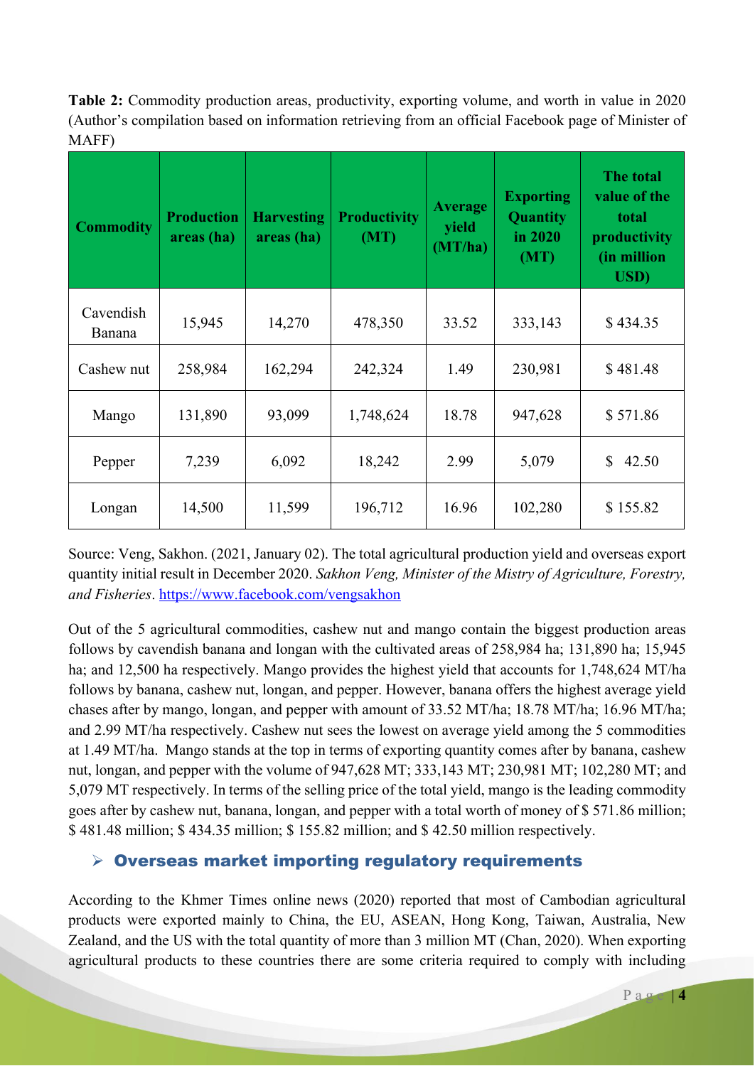**Table 2:** Commodity production areas, productivity, exporting volume, and worth in value in 2020 (Author's compilation based on information retrieving from an official Facebook page of Minister of MAFF)

| Commodity | Production areas (ha) | Harvesting areas (ha) | Productivity (MT) | Average yield (MT/ha) | Exporting Quantity in 2020 (MT) | The total value of the total productivity (in million USD) |
|---|---|---|---|---|---|---|
| Cavendish Banana | 15,945 | 14,270 | 478,350 | 33.52 | 333,143 | $ 434.35 |
| Cashew nut | 258,984 | 162,294 | 242,324 | 1.49 | 230,981 | $ 481.48 |
| Mango | 131,890 | 93,099 | 1,748,624 | 18.78 | 947,628 | $ 571.86 |
| Pepper | 7,239 | 6,092 | 18,242 | 2.99 | 5,079 | $ 42.50 |
| Longan | 14,500 | 11,599 | 196,712 | 16.96 | 102,280 | $ 155.82 |

Source: Veng, Sakhon. (2021, January 02). The total agricultural production yield and overseas export quantity initial result in December 2020. *Sakhon Veng, Minister of the Mistry of Agriculture, Forestry, and Fisheries*. https://www.facebook.com/vengsakhon

Out of the 5 agricultural commodities, cashew nut and mango contain the biggest production areas follows by cavendish banana and longan with the cultivated areas of 258,984 ha; 131,890 ha; 15,945 ha; and 12,500 ha respectively. Mango provides the highest yield that accounts for 1,748,624 MT/ha follows by banana, cashew nut, longan, and pepper. However, banana offers the highest average yield chases after by mango, longan, and pepper with amount of 33.52 MT/ha; 18.78 MT/ha; 16.96 MT/ha; and 2.99 MT/ha respectively. Cashew nut sees the lowest on average yield among the 5 commodities at 1.49 MT/ha. Mango stands at the top in terms of exporting quantity comes after by banana, cashew nut, longan, and pepper with the volume of 947,628 MT; 333,143 MT; 230,981 MT; 102,280 MT; and 5,079 MT respectively. In terms of the selling price of the total yield, mango is the leading commodity goes after by cashew nut, banana, longan, and pepper with a total worth of money of $ 571.86 million; $ 481.48 million; $ 434.35 million; $ 155.82 million; and $ 42.50 million respectively.

### ➢ Overseas market importing regulatory requirements

According to the Khmer Times online news (2020) reported that most of Cambodian agricultural products were exported mainly to China, the EU, ASEAN, Hong Kong, Taiwan, Australia, New Zealand, and the US with the total quantity of more than 3 million MT (Chan, 2020). When exporting agricultural products to these countries there are some criteria required to comply with including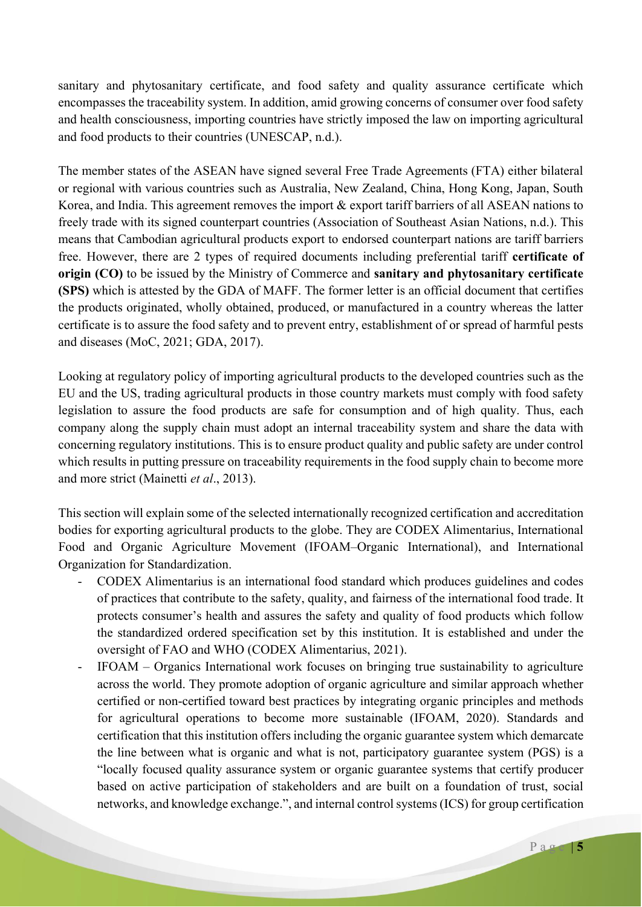sanitary and phytosanitary certificate, and food safety and quality assurance certificate which encompasses the traceability system. In addition, amid growing concerns of consumer over food safety and health consciousness, importing countries have strictly imposed the law on importing agricultural and food products to their countries (UNESCAP, n.d.).

The member states of the ASEAN have signed several Free Trade Agreements (FTA) either bilateral or regional with various countries such as Australia, New Zealand, China, Hong Kong, Japan, South Korea, and India. This agreement removes the import & export tariff barriers of all ASEAN nations to freely trade with its signed counterpart countries (Association of Southeast Asian Nations, n.d.). This means that Cambodian agricultural products export to endorsed counterpart nations are tariff barriers free. However, there are 2 types of required documents including preferential tariff **certificate of origin (CO)** to be issued by the Ministry of Commerce and **sanitary and phytosanitary certificate (SPS)** which is attested by the GDA of MAFF. The former letter is an official document that certifies the products originated, wholly obtained, produced, or manufactured in a country whereas the latter certificate is to assure the food safety and to prevent entry, establishment of or spread of harmful pests and diseases (MoC, 2021; GDA, 2017).

Looking at regulatory policy of importing agricultural products to the developed countries such as the EU and the US, trading agricultural products in those country markets must comply with food safety legislation to assure the food products are safe for consumption and of high quality. Thus, each company along the supply chain must adopt an internal traceability system and share the data with concerning regulatory institutions. This is to ensure product quality and public safety are under control which results in putting pressure on traceability requirements in the food supply chain to become more and more strict (Mainetti *et al*., 2013).

This section will explain some of the selected internationally recognized certification and accreditation bodies for exporting agricultural products to the globe. They are CODEX Alimentarius, International Food and Organic Agriculture Movement (IFOAM–Organic International), and International Organization for Standardization.

- CODEX Alimentarius is an international food standard which produces guidelines and codes of practices that contribute to the safety, quality, and fairness of the international food trade. It protects consumer's health and assures the safety and quality of food products which follow the standardized ordered specification set by this institution. It is established and under the oversight of FAO and WHO (CODEX Alimentarius, 2021).
- IFOAM – Organics International work focuses on bringing true sustainability to agriculture across the world. They promote adoption of organic agriculture and similar approach whether certified or non-certified toward best practices by integrating organic principles and methods for agricultural operations to become more sustainable (IFOAM, 2020). Standards and certification that this institution offers including the organic guarantee system which demarcate the line between what is organic and what is not, participatory guarantee system (PGS) is a "locally focused quality assurance system or organic guarantee systems that certify producer based on active participation of stakeholders and are built on a foundation of trust, social networks, and knowledge exchange.", and internal control systems (ICS) for group certification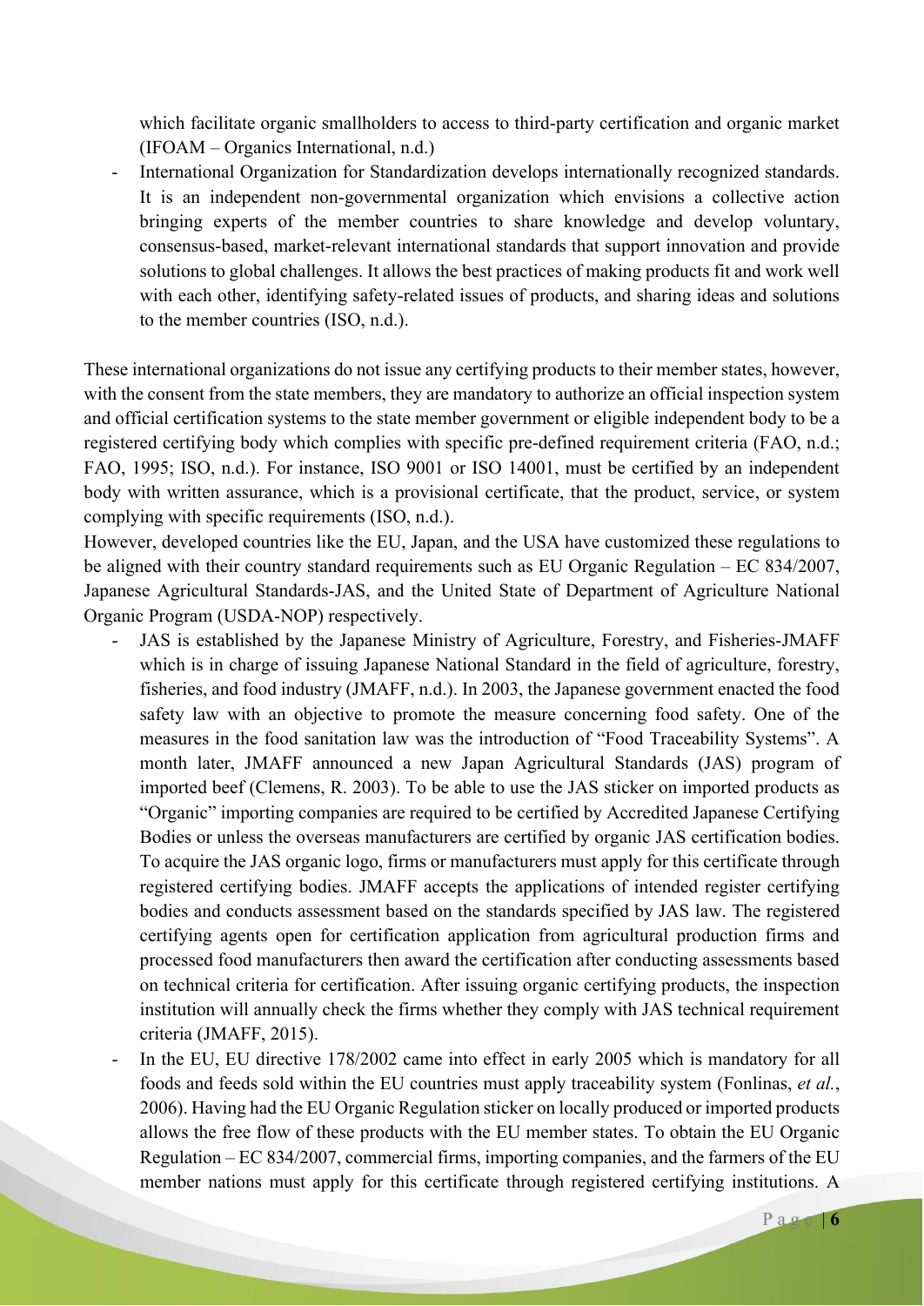which facilitate organic smallholders to access to third-party certification and organic market (IFOAM – Organics International, n.d.)

- International Organization for Standardization develops internationally recognized standards. It is an independent non-governmental organization which envisions a collective action bringing experts of the member countries to share knowledge and develop voluntary, consensus-based, market-relevant international standards that support innovation and provide solutions to global challenges. It allows the best practices of making products fit and work well with each other, identifying safety-related issues of products, and sharing ideas and solutions to the member countries (ISO, n.d.).

These international organizations do not issue any certifying products to their member states, however, with the consent from the state members, they are mandatory to authorize an official inspection system and official certification systems to the state member government or eligible independent body to be a registered certifying body which complies with specific pre-defined requirement criteria (FAO, n.d.; FAO, 1995; ISO, n.d.). For instance, ISO 9001 or ISO 14001, must be certified by an independent body with written assurance, which is a provisional certificate, that the product, service, or system complying with specific requirements (ISO, n.d.).

However, developed countries like the EU, Japan, and the USA have customized these regulations to be aligned with their country standard requirements such as EU Organic Regulation – EC 834/2007, Japanese Agricultural Standards-JAS, and the United State of Department of Agriculture National Organic Program (USDA-NOP) respectively.

- JAS is established by the Japanese Ministry of Agriculture, Forestry, and Fisheries-JMAFF which is in charge of issuing Japanese National Standard in the field of agriculture, forestry, fisheries, and food industry (JMAFF, n.d.). In 2003, the Japanese government enacted the food safety law with an objective to promote the measure concerning food safety. One of the measures in the food sanitation law was the introduction of "Food Traceability Systems". A month later, JMAFF announced a new Japan Agricultural Standards (JAS) program of imported beef (Clemens, R. 2003). To be able to use the JAS sticker on imported products as "Organic" importing companies are required to be certified by Accredited Japanese Certifying Bodies or unless the overseas manufacturers are certified by organic JAS certification bodies. To acquire the JAS organic logo, firms or manufacturers must apply for this certificate through registered certifying bodies. JMAFF accepts the applications of intended register certifying bodies and conducts assessment based on the standards specified by JAS law. The registered certifying agents open for certification application from agricultural production firms and processed food manufacturers then award the certification after conducting assessments based on technical criteria for certification. After issuing organic certifying products, the inspection institution will annually check the firms whether they comply with JAS technical requirement criteria (JMAFF, 2015).
- In the EU, EU directive 178/2002 came into effect in early 2005 which is mandatory for all foods and feeds sold within the EU countries must apply traceability system (Fonlinas, *et al.*, 2006). Having had the EU Organic Regulation sticker on locally produced or imported products allows the free flow of these products with the EU member states. To obtain the EU Organic Regulation – EC 834/2007, commercial firms, importing companies, and the farmers of the EU member nations must apply for this certificate through registered certifying institutions. A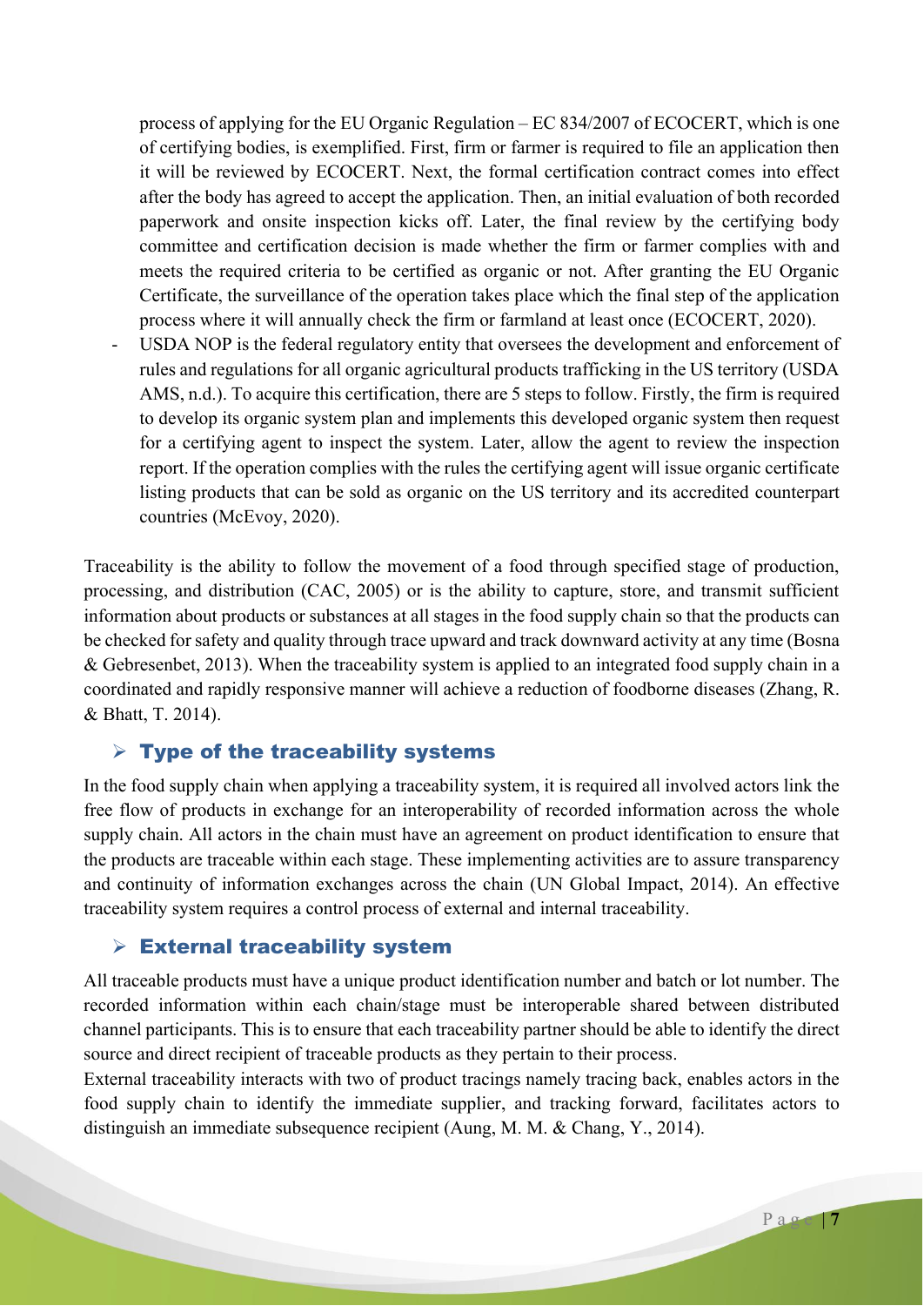process of applying for the EU Organic Regulation – EC 834/2007 of ECOCERT, which is one of certifying bodies, is exemplified. First, firm or farmer is required to file an application then it will be reviewed by ECOCERT. Next, the formal certification contract comes into effect after the body has agreed to accept the application. Then, an initial evaluation of both recorded paperwork and onsite inspection kicks off. Later, the final review by the certifying body committee and certification decision is made whether the firm or farmer complies with and meets the required criteria to be certified as organic or not. After granting the EU Organic Certificate, the surveillance of the operation takes place which the final step of the application process where it will annually check the firm or farmland at least once (ECOCERT, 2020).

- USDA NOP is the federal regulatory entity that oversees the development and enforcement of rules and regulations for all organic agricultural products trafficking in the US territory (USDA AMS, n.d.). To acquire this certification, there are 5 steps to follow. Firstly, the firm is required to develop its organic system plan and implements this developed organic system then request for a certifying agent to inspect the system. Later, allow the agent to review the inspection report. If the operation complies with the rules the certifying agent will issue organic certificate listing products that can be sold as organic on the US territory and its accredited counterpart countries (McEvoy, 2020).

Traceability is the ability to follow the movement of a food through specified stage of production, processing, and distribution (CAC, 2005) or is the ability to capture, store, and transmit sufficient information about products or substances at all stages in the food supply chain so that the products can be checked for safety and quality through trace upward and track downward activity at any time (Bosna & Gebresenbet, 2013). When the traceability system is applied to an integrated food supply chain in a coordinated and rapidly responsive manner will achieve a reduction of foodborne diseases (Zhang, R. & Bhatt, T. 2014).

### Type of the traceability systems

In the food supply chain when applying a traceability system, it is required all involved actors link the free flow of products in exchange for an interoperability of recorded information across the whole supply chain. All actors in the chain must have an agreement on product identification to ensure that the products are traceable within each stage. These implementing activities are to assure transparency and continuity of information exchanges across the chain (UN Global Impact, 2014). An effective traceability system requires a control process of external and internal traceability.

### External traceability system

All traceable products must have a unique product identification number and batch or lot number. The recorded information within each chain/stage must be interoperable shared between distributed channel participants. This is to ensure that each traceability partner should be able to identify the direct source and direct recipient of traceable products as they pertain to their process.

External traceability interacts with two of product tracings namely tracing back, enables actors in the food supply chain to identify the immediate supplier, and tracking forward, facilitates actors to distinguish an immediate subsequence recipient (Aung, M. M. & Chang, Y., 2014).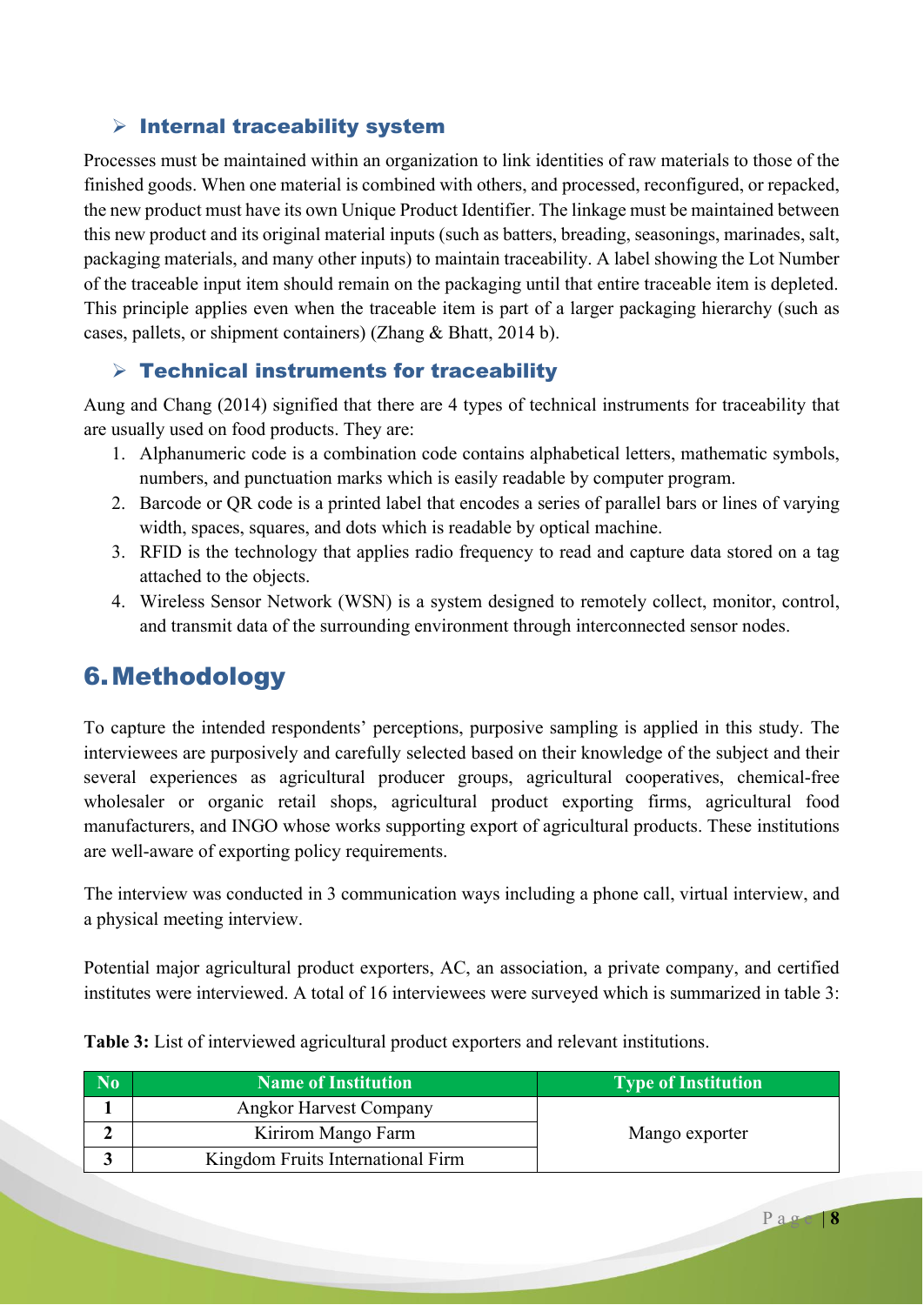### ➢ Internal traceability system

Processes must be maintained within an organization to link identities of raw materials to those of the finished goods. When one material is combined with others, and processed, reconfigured, or repacked, the new product must have its own Unique Product Identifier. The linkage must be maintained between this new product and its original material inputs (such as batters, breading, seasonings, marinades, salt, packaging materials, and many other inputs) to maintain traceability. A label showing the Lot Number of the traceable input item should remain on the packaging until that entire traceable item is depleted. This principle applies even when the traceable item is part of a larger packaging hierarchy (such as cases, pallets, or shipment containers) (Zhang & Bhatt, 2014 b).

### ➢ Technical instruments for traceability

Aung and Chang (2014) signified that there are 4 types of technical instruments for traceability that are usually used on food products. They are:

1. Alphanumeric code is a combination code contains alphabetical letters, mathematic symbols, numbers, and punctuation marks which is easily readable by computer program.
2. Barcode or QR code is a printed label that encodes a series of parallel bars or lines of varying width, spaces, squares, and dots which is readable by optical machine.
3. RFID is the technology that applies radio frequency to read and capture data stored on a tag attached to the objects.
4. Wireless Sensor Network (WSN) is a system designed to remotely collect, monitor, control, and transmit data of the surrounding environment through interconnected sensor nodes.

## 6. Methodology

To capture the intended respondents' perceptions, purposive sampling is applied in this study. The interviewees are purposively and carefully selected based on their knowledge of the subject and their several experiences as agricultural producer groups, agricultural cooperatives, chemical-free wholesaler or organic retail shops, agricultural product exporting firms, agricultural food manufacturers, and INGO whose works supporting export of agricultural products. These institutions are well-aware of exporting policy requirements.

The interview was conducted in 3 communication ways including a phone call, virtual interview, and a physical meeting interview.

Potential major agricultural product exporters, AC, an association, a private company, and certified institutes were interviewed. A total of 16 interviewees were surveyed which is summarized in table 3:

**Table 3:** List of interviewed agricultural product exporters and relevant institutions.

| No | Name of Institution | Type of Institution |
|---|---|---|
| 1 | Angkor Harvest Company | Mango exporter |
| 2 | Kirirom Mango Farm | |
| 3 | Kingdom Fruits International Firm | |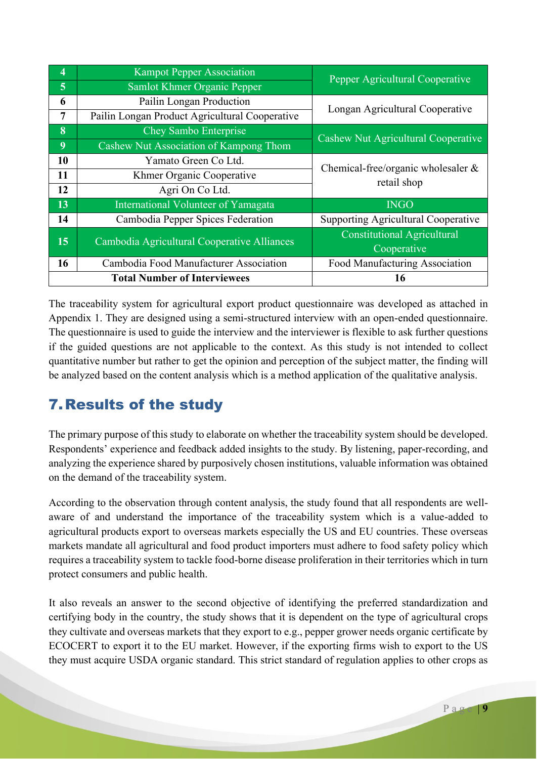| 4 | Kampot Pepper Association | Pepper Agricultural Cooperative |
|---|---|---|
| 5 | Samlot Khmer Organic Pepper | |
| 6 | Pailin Longan Production | Longan Agricultural Cooperative |
| 7 | Pailin Longan Product Agricultural Cooperative | |
| 8 | Chey Sambo Enterprise | Cashew Nut Agricultural Cooperative |
| 9 | Cashew Nut Association of Kampong Thom | |
| 10 | Yamato Green Co Ltd. | Chemical-free/organic wholesaler & retail shop |
| 11 | Khmer Organic Cooperative | |
| 12 | Agri On Co Ltd. | |
| 13 | International Volunteer of Yamagata | INGO |
| 14 | Cambodia Pepper Spices Federation | Supporting Agricultural Cooperative |
| 15 | Cambodia Agricultural Cooperative Alliances | Constitutional Agricultural Cooperative |
| 16 | Cambodia Food Manufacturer Association | Food Manufacturing Association |
| **Total Number of Interviewees** | | **16** |

The traceability system for agricultural export product questionnaire was developed as attached in Appendix 1. They are designed using a semi-structured interview with an open-ended questionnaire. The questionnaire is used to guide the interview and the interviewer is flexible to ask further questions if the guided questions are not applicable to the context. As this study is not intended to collect quantitative number but rather to get the opinion and perception of the subject matter, the finding will be analyzed based on the content analysis which is a method application of the qualitative analysis.

## 7. Results of the study

The primary purpose of this study to elaborate on whether the traceability system should be developed. Respondents' experience and feedback added insights to the study. By listening, paper-recording, and analyzing the experience shared by purposively chosen institutions, valuable information was obtained on the demand of the traceability system.

According to the observation through content analysis, the study found that all respondents are well-aware of and understand the importance of the traceability system which is a value-added to agricultural products export to overseas markets especially the US and EU countries. These overseas markets mandate all agricultural and food product importers must adhere to food safety policy which requires a traceability system to tackle food-borne disease proliferation in their territories which in turn protect consumers and public health.

It also reveals an answer to the second objective of identifying the preferred standardization and certifying body in the country, the study shows that it is dependent on the type of agricultural crops they cultivate and overseas markets that they export to e.g., pepper grower needs organic certificate by ECOCERT to export it to the EU market. However, if the exporting firms wish to export to the US they must acquire USDA organic standard. This strict standard of regulation applies to other crops as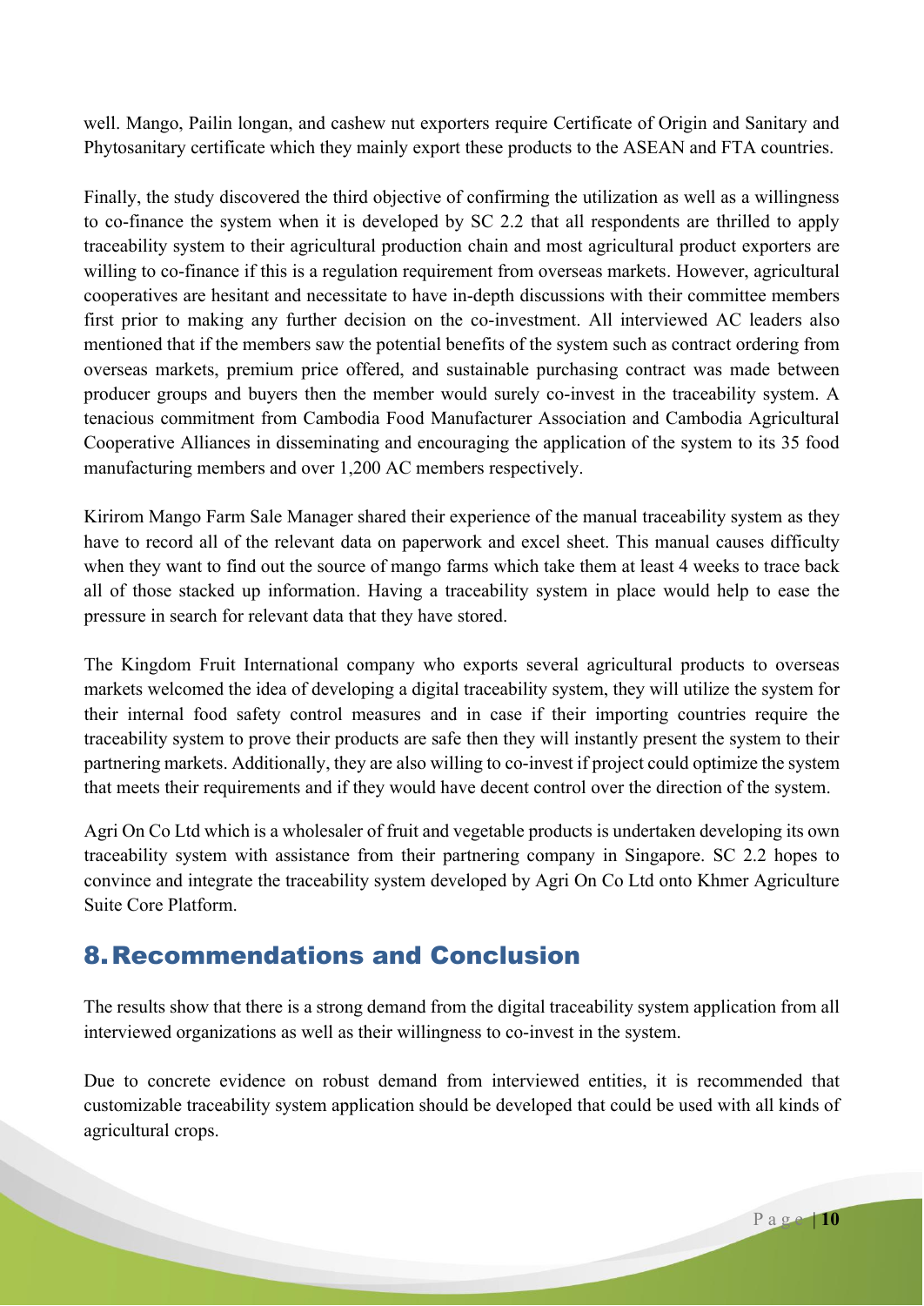well. Mango, Pailin longan, and cashew nut exporters require Certificate of Origin and Sanitary and Phytosanitary certificate which they mainly export these products to the ASEAN and FTA countries.

Finally, the study discovered the third objective of confirming the utilization as well as a willingness to co-finance the system when it is developed by SC 2.2 that all respondents are thrilled to apply traceability system to their agricultural production chain and most agricultural product exporters are willing to co-finance if this is a regulation requirement from overseas markets. However, agricultural cooperatives are hesitant and necessitate to have in-depth discussions with their committee members first prior to making any further decision on the co-investment. All interviewed AC leaders also mentioned that if the members saw the potential benefits of the system such as contract ordering from overseas markets, premium price offered, and sustainable purchasing contract was made between producer groups and buyers then the member would surely co-invest in the traceability system. A tenacious commitment from Cambodia Food Manufacturer Association and Cambodia Agricultural Cooperative Alliances in disseminating and encouraging the application of the system to its 35 food manufacturing members and over 1,200 AC members respectively.

Kirirom Mango Farm Sale Manager shared their experience of the manual traceability system as they have to record all of the relevant data on paperwork and excel sheet. This manual causes difficulty when they want to find out the source of mango farms which take them at least 4 weeks to trace back all of those stacked up information. Having a traceability system in place would help to ease the pressure in search for relevant data that they have stored.

The Kingdom Fruit International company who exports several agricultural products to overseas markets welcomed the idea of developing a digital traceability system, they will utilize the system for their internal food safety control measures and in case if their importing countries require the traceability system to prove their products are safe then they will instantly present the system to their partnering markets. Additionally, they are also willing to co-invest if project could optimize the system that meets their requirements and if they would have decent control over the direction of the system.

Agri On Co Ltd which is a wholesaler of fruit and vegetable products is undertaken developing its own traceability system with assistance from their partnering company in Singapore. SC 2.2 hopes to convince and integrate the traceability system developed by Agri On Co Ltd onto Khmer Agriculture Suite Core Platform.

# 8. Recommendations and Conclusion

The results show that there is a strong demand from the digital traceability system application from all interviewed organizations as well as their willingness to co-invest in the system.

Due to concrete evidence on robust demand from interviewed entities, it is recommended that customizable traceability system application should be developed that could be used with all kinds of agricultural crops.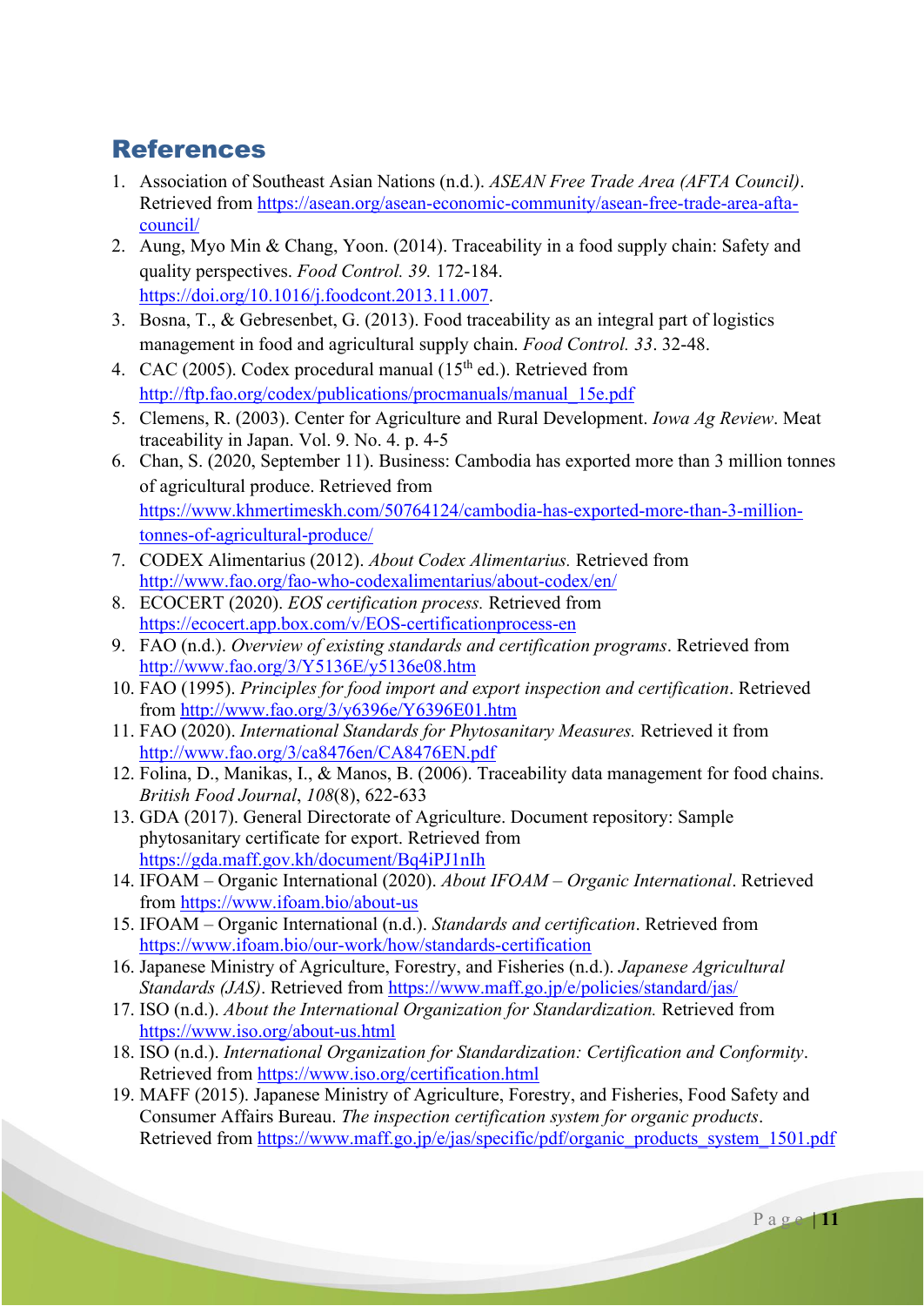# References

1. Association of Southeast Asian Nations (n.d.). *ASEAN Free Trade Area (AFTA Council)*. Retrieved from https://asean.org/asean-economic-community/asean-free-trade-area-afta-council/
2. Aung, Myo Min & Chang, Yoon. (2014). Traceability in a food supply chain: Safety and quality perspectives. *Food Control. 39.* 172-184. https://doi.org/10.1016/j.foodcont.2013.11.007.
3. Bosna, T., & Gebresenbet, G. (2013). Food traceability as an integral part of logistics management in food and agricultural supply chain. *Food Control. 33*. 32-48.
4. CAC (2005). Codex procedural manual (15th ed.). Retrieved from http://ftp.fao.org/codex/publications/procmanuals/manual_15e.pdf
5. Clemens, R. (2003). Center for Agriculture and Rural Development. *Iowa Ag Review*. Meat traceability in Japan. Vol. 9. No. 4. p. 4-5
6. Chan, S. (2020, September 11). Business: Cambodia has exported more than 3 million tonnes of agricultural produce. Retrieved from https://www.khmertimeskh.com/50764124/cambodia-has-exported-more-than-3-million-tonnes-of-agricultural-produce/
7. CODEX Alimentarius (2012). *About Codex Alimentarius.* Retrieved from http://www.fao.org/fao-who-codexalimentarius/about-codex/en/
8. ECOCERT (2020). *EOS certification process.* Retrieved from https://ecocert.app.box.com/v/EOS-certificationprocess-en
9. FAO (n.d.). *Overview of existing standards and certification programs*. Retrieved from http://www.fao.org/3/Y5136E/y5136e08.htm
10. FAO (1995). *Principles for food import and export inspection and certification*. Retrieved from http://www.fao.org/3/y6396e/Y6396E01.htm
11. FAO (2020). *International Standards for Phytosanitary Measures.* Retrieved it from http://www.fao.org/3/ca8476en/CA8476EN.pdf
12. Folina, D., Manikas, I., & Manos, B. (2006). Traceability data management for food chains. *British Food Journal*, *108*(8), 622-633
13. GDA (2017). General Directorate of Agriculture. Document repository: Sample phytosanitary certificate for export. Retrieved from https://gda.maff.gov.kh/document/Bq4iPJ1nIh
14. IFOAM – Organic International (2020). *About IFOAM – Organic International*. Retrieved from https://www.ifoam.bio/about-us
15. IFOAM – Organic International (n.d.). *Standards and certification*. Retrieved from https://www.ifoam.bio/our-work/how/standards-certification
16. Japanese Ministry of Agriculture, Forestry, and Fisheries (n.d.). *Japanese Agricultural Standards (JAS)*. Retrieved from https://www.maff.go.jp/e/policies/standard/jas/
17. ISO (n.d.). *About the International Organization for Standardization.* Retrieved from https://www.iso.org/about-us.html
18. ISO (n.d.). *International Organization for Standardization: Certification and Conformity*. Retrieved from https://www.iso.org/certification.html
19. MAFF (2015). Japanese Ministry of Agriculture, Forestry, and Fisheries, Food Safety and Consumer Affairs Bureau. *The inspection certification system for organic products*. Retrieved from https://www.maff.go.jp/e/jas/specific/pdf/organic_products_system_1501.pdf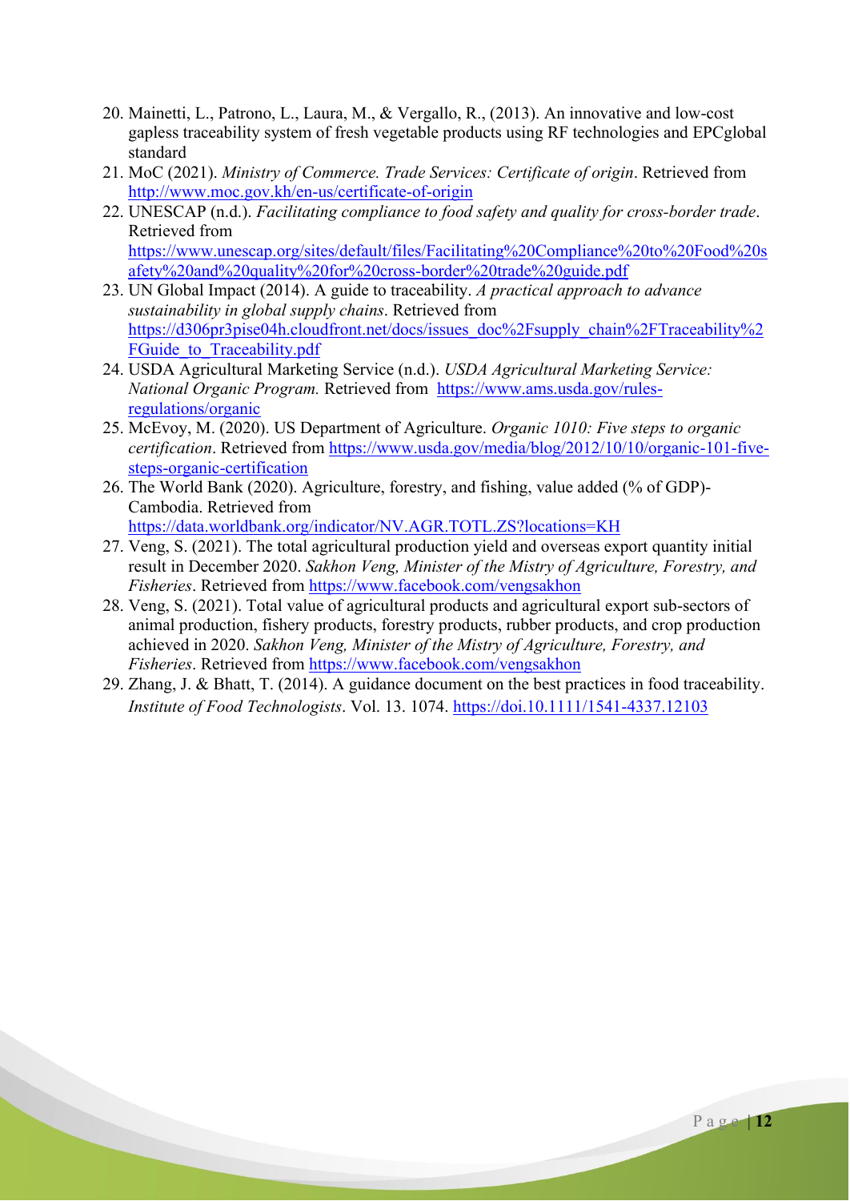20. Mainetti, L., Patrono, L., Laura, M., & Vergallo, R., (2013). An innovative and low-cost gapless traceability system of fresh vegetable products using RF technologies and EPCglobal standard
21. MoC (2021). *Ministry of Commerce. Trade Services: Certificate of origin*. Retrieved from http://www.moc.gov.kh/en-us/certificate-of-origin
22. UNESCAP (n.d.). *Facilitating compliance to food safety and quality for cross-border trade*. Retrieved from https://www.unescap.org/sites/default/files/Facilitating%20Compliance%20to%20Food%20safety%20and%20quality%20for%20cross-border%20trade%20guide.pdf
23. UN Global Impact (2014). A guide to traceability. *A practical approach to advance sustainability in global supply chains*. Retrieved from https://d306pr3pise04h.cloudfront.net/docs/issues_doc%2Fsupply_chain%2FTraceability%2FGuide_to_Traceability.pdf
24. USDA Agricultural Marketing Service (n.d.). *USDA Agricultural Marketing Service: National Organic Program.* Retrieved from https://www.ams.usda.gov/rules-regulations/organic
25. McEvoy, M. (2020). US Department of Agriculture. *Organic 1010: Five steps to organic certification*. Retrieved from https://www.usda.gov/media/blog/2012/10/10/organic-101-five-steps-organic-certification
26. The World Bank (2020). Agriculture, forestry, and fishing, value added (% of GDP)-Cambodia. Retrieved from https://data.worldbank.org/indicator/NV.AGR.TOTL.ZS?locations=KH
27. Veng, S. (2021). The total agricultural production yield and overseas export quantity initial result in December 2020. *Sakhon Veng, Minister of the Mistry of Agriculture, Forestry, and Fisheries*. Retrieved from https://www.facebook.com/vengsakhon
28. Veng, S. (2021). Total value of agricultural products and agricultural export sub-sectors of animal production, fishery products, forestry products, rubber products, and crop production achieved in 2020. *Sakhon Veng, Minister of the Mistry of Agriculture, Forestry, and Fisheries*. Retrieved from https://www.facebook.com/vengsakhon
29. Zhang, J. & Bhatt, T. (2014). A guidance document on the best practices in food traceability. *Institute of Food Technologists*. Vol. 13. 1074. https://doi.10.1111/1541-4337.12103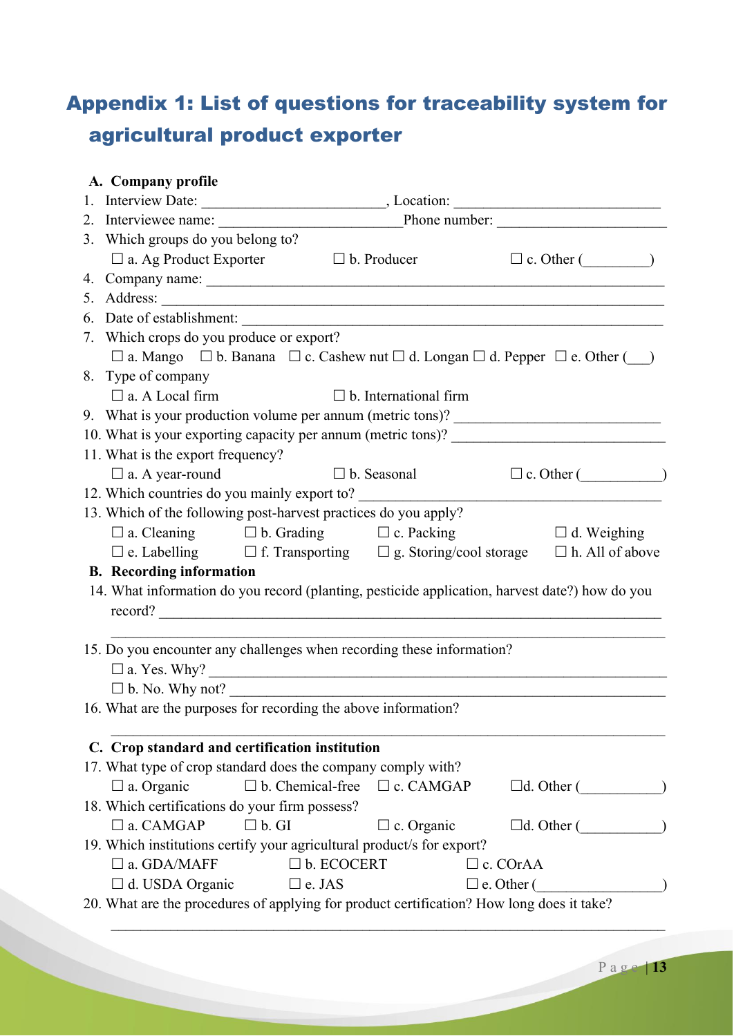# Appendix 1: List of questions for traceability system for agricultural product exporter

**A. Company profile**

1. Interview Date: ________________________, Location: ___________________________
2. Interviewee name: ________________________Phone number: ______________________
3. Which groups do you belong to?
   ☐ a. Ag Product Exporter ☐ b. Producer ☐ c. Other (_________)
4. Company name: ______________________________________________________________
5. Address: __________________________________________________________________
6. Date of establishment: _______________________________________________________
7. Which crops do you produce or export?
   ☐ a. Mango ☐ b. Banana ☐ c. Cashew nut ☐ d. Longan ☐ d. Pepper ☐ e. Other (___)
8. Type of company
   ☐ a. A Local firm ☐ b. International firm
9. What is your production volume per annum (metric tons)? ___________________________
10. What is your exporting capacity per annum (metric tons)? ____________________________
11. What is the export frequency?
    ☐ a. A year-round ☐ b. Seasonal ☐ c. Other (___________)
12. Which countries do you mainly export to? ________________________________________
13. Which of the following post-harvest practices do you apply?
    ☐ a. Cleaning ☐ b. Grading ☐ c. Packing ☐ d. Weighing
    ☐ e. Labelling ☐ f. Transporting ☐ g. Storing/cool storage ☐ h. All of above

**B. Recording information**

14. What information do you record (planting, pesticide application, harvest date?) how do you record? ___________________________________________________________________
    ______________________________________________________________________________
15. Do you encounter any challenges when recording these information?
    ☐ a. Yes. Why? ____________________________________________________________
    ☐ b. No. Why not? __________________________________________________________
16. What are the purposes for recording the above information?
    ______________________________________________________________________________

**C. Crop standard and certification institution**

17. What type of crop standard does the company comply with?
    ☐ a. Organic ☐ b. Chemical-free ☐ c. CAMGAP ☐d. Other (___________)
18. Which certifications do your firm possess?
    ☐ a. CAMGAP ☐ b. GI ☐ c. Organic ☐d. Other (___________)
19. Which institutions certify your agricultural product/s for export?
    ☐ a. GDA/MAFF ☐ b. ECOCERT ☐ c. COrAA
    ☐ d. USDA Organic ☐ e. JAS ☐ e. Other (________________)
20. What are the procedures of applying for product certification? How long does it take?
    ______________________________________________________________________________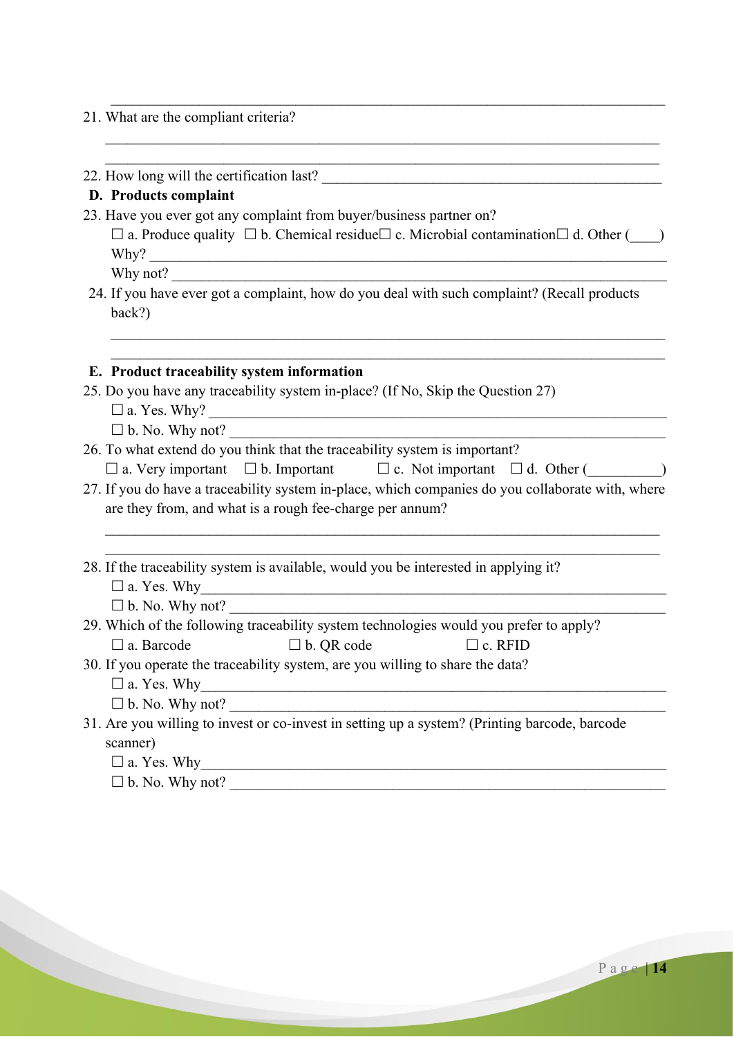\_\_\_\_\_\_\_\_\_\_\_\_\_\_\_\_\_\_\_\_\_\_\_\_\_\_\_\_\_\_\_\_\_\_\_\_\_\_\_\_\_\_\_\_\_\_\_\_\_\_\_\_\_\_\_\_\_\_\_\_\_\_\_\_\_\_\_\_\_\_

21. What are the compliant criteria?

    \_\_\_\_\_\_\_\_\_\_\_\_\_\_\_\_\_\_\_\_\_\_\_\_\_\_\_\_\_\_\_\_\_\_\_\_\_\_\_\_\_\_\_\_\_\_\_\_\_\_\_\_\_\_\_\_\_\_\_\_\_\_\_\_\_\_\_\_\_\_

    \_\_\_\_\_\_\_\_\_\_\_\_\_\_\_\_\_\_\_\_\_\_\_\_\_\_\_\_\_\_\_\_\_\_\_\_\_\_\_\_\_\_\_\_\_\_\_\_\_\_\_\_\_\_\_\_\_\_\_\_\_\_\_\_\_\_\_\_\_\_

22. How long will the certification last? \_\_\_\_\_\_\_\_\_\_\_\_\_\_\_\_\_\_\_\_\_\_\_\_\_\_\_\_\_\_\_\_\_\_\_\_\_\_\_\_\_\_\_

**D. Products complaint**

23. Have you ever got any complaint from buyer/business partner on?

    ☐ a. Produce quality ☐ b. Chemical residue☐ c. Microbial contamination☐ d. Other (\_\_\_\_)

    Why? \_\_\_\_\_\_\_\_\_\_\_\_\_\_\_\_\_\_\_\_\_\_\_\_\_\_\_\_\_\_\_\_\_\_\_\_\_\_\_\_\_\_\_\_\_\_\_\_\_\_\_\_\_\_\_\_\_\_\_\_\_\_\_\_

    Why not? \_\_\_\_\_\_\_\_\_\_\_\_\_\_\_\_\_\_\_\_\_\_\_\_\_\_\_\_\_\_\_\_\_\_\_\_\_\_\_\_\_\_\_\_\_\_\_\_\_\_\_\_\_\_\_\_\_\_\_\_\_\_

24. If you have ever got a complaint, how do you deal with such complaint? (Recall products back?)

    \_\_\_\_\_\_\_\_\_\_\_\_\_\_\_\_\_\_\_\_\_\_\_\_\_\_\_\_\_\_\_\_\_\_\_\_\_\_\_\_\_\_\_\_\_\_\_\_\_\_\_\_\_\_\_\_\_\_\_\_\_\_\_\_\_\_\_\_\_\_

    \_\_\_\_\_\_\_\_\_\_\_\_\_\_\_\_\_\_\_\_\_\_\_\_\_\_\_\_\_\_\_\_\_\_\_\_\_\_\_\_\_\_\_\_\_\_\_\_\_\_\_\_\_\_\_\_\_\_\_\_\_\_\_\_\_\_\_\_\_\_

**E. Product traceability system information**

25. Do you have any traceability system in-place? (If No, Skip the Question 27)

    ☐ a. Yes. Why? \_\_\_\_\_\_\_\_\_\_\_\_\_\_\_\_\_\_\_\_\_\_\_\_\_\_\_\_\_\_\_\_\_\_\_\_\_\_\_\_\_\_\_\_\_\_\_\_\_\_\_\_\_\_\_\_\_\_\_

    ☐ b. No. Why not? \_\_\_\_\_\_\_\_\_\_\_\_\_\_\_\_\_\_\_\_\_\_\_\_\_\_\_\_\_\_\_\_\_\_\_\_\_\_\_\_\_\_\_\_\_\_\_\_\_\_\_\_\_\_\_\_

26. To what extend do you think that the traceability system is important?

    ☐ a. Very important ☐ b. Important ☐ c. Not important ☐ d. Other (\_\_\_\_\_\_\_\_\_\_)

27. If you do have a traceability system in-place, which companies do you collaborate with, where are they from, and what is a rough fee-charge per annum?

    \_\_\_\_\_\_\_\_\_\_\_\_\_\_\_\_\_\_\_\_\_\_\_\_\_\_\_\_\_\_\_\_\_\_\_\_\_\_\_\_\_\_\_\_\_\_\_\_\_\_\_\_\_\_\_\_\_\_\_\_\_\_\_\_\_\_\_\_\_\_

    \_\_\_\_\_\_\_\_\_\_\_\_\_\_\_\_\_\_\_\_\_\_\_\_\_\_\_\_\_\_\_\_\_\_\_\_\_\_\_\_\_\_\_\_\_\_\_\_\_\_\_\_\_\_\_\_\_\_\_\_\_\_\_\_\_\_\_\_\_\_

28. If the traceability system is available, would you be interested in applying it?

    ☐ a. Yes. Why\_\_\_\_\_\_\_\_\_\_\_\_\_\_\_\_\_\_\_\_\_\_\_\_\_\_\_\_\_\_\_\_\_\_\_\_\_\_\_\_\_\_\_\_\_\_\_\_\_\_\_\_\_\_\_\_\_\_\_\_

    ☐ b. No. Why not? \_\_\_\_\_\_\_\_\_\_\_\_\_\_\_\_\_\_\_\_\_\_\_\_\_\_\_\_\_\_\_\_\_\_\_\_\_\_\_\_\_\_\_\_\_\_\_\_\_\_\_\_\_\_\_\_

29. Which of the following traceability system technologies would you prefer to apply?

    ☐ a. Barcode ☐ b. QR code ☐ c. RFID

30. If you operate the traceability system, are you willing to share the data?

    ☐ a. Yes. Why\_\_\_\_\_\_\_\_\_\_\_\_\_\_\_\_\_\_\_\_\_\_\_\_\_\_\_\_\_\_\_\_\_\_\_\_\_\_\_\_\_\_\_\_\_\_\_\_\_\_\_\_\_\_\_\_\_\_\_\_

    ☐ b. No. Why not? \_\_\_\_\_\_\_\_\_\_\_\_\_\_\_\_\_\_\_\_\_\_\_\_\_\_\_\_\_\_\_\_\_\_\_\_\_\_\_\_\_\_\_\_\_\_\_\_\_\_\_\_\_\_\_\_

31. Are you willing to invest or co-invest in setting up a system? (Printing barcode, barcode scanner)

    ☐ a. Yes. Why\_\_\_\_\_\_\_\_\_\_\_\_\_\_\_\_\_\_\_\_\_\_\_\_\_\_\_\_\_\_\_\_\_\_\_\_\_\_\_\_\_\_\_\_\_\_\_\_\_\_\_\_\_\_\_\_\_\_\_\_

    ☐ b. No. Why not? \_\_\_\_\_\_\_\_\_\_\_\_\_\_\_\_\_\_\_\_\_\_\_\_\_\_\_\_\_\_\_\_\_\_\_\_\_\_\_\_\_\_\_\_\_\_\_\_\_\_\_\_\_\_\_\_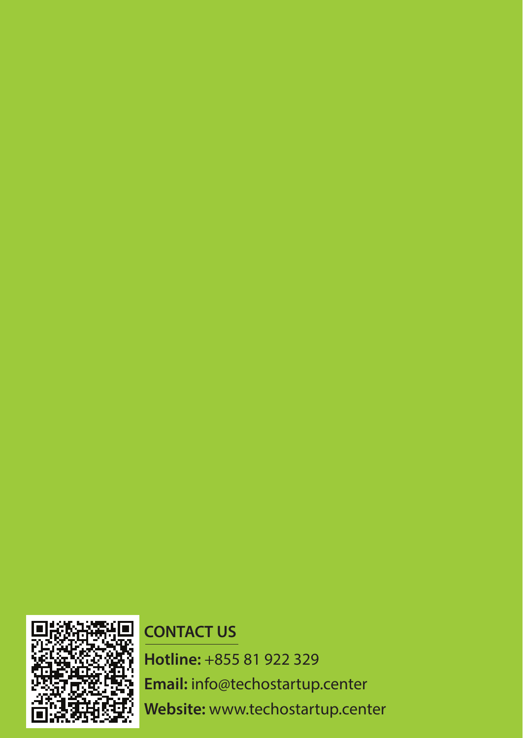## CONTACT US

**Hotline:** +855 81 922 329

**Email:** info@techostartup.center

**Website:** www.techostartup.center